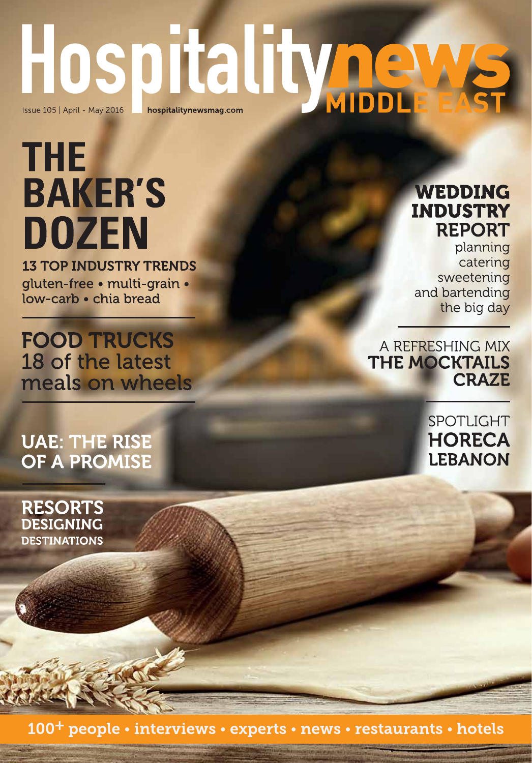# Hospitalitynews MIDDLE EAST

Issue 105 | April - May 2016 hospitalitynewsmag.com

## THE BAKER'S DOZEN

**13 TOP INDUSTRY TRENDS**

gluten-free • multi-grain • low-carb • chia bread

## FOOD TRUCKS

18 of the latest meals on wheels

## UAE: THE RISE OF A PROMISE

## RESORTS

DESIGNING DESTINATIONS

## WEDDING INDUSTRY REPORT

planning catering sweetening and bartending the big day

A REFRESHING MIX

## THE MOCKTAILS CRAZE

SPOTLIGHT

## HORECA LEBANON

100+ people • interviews • experts • news • restaurants • hotels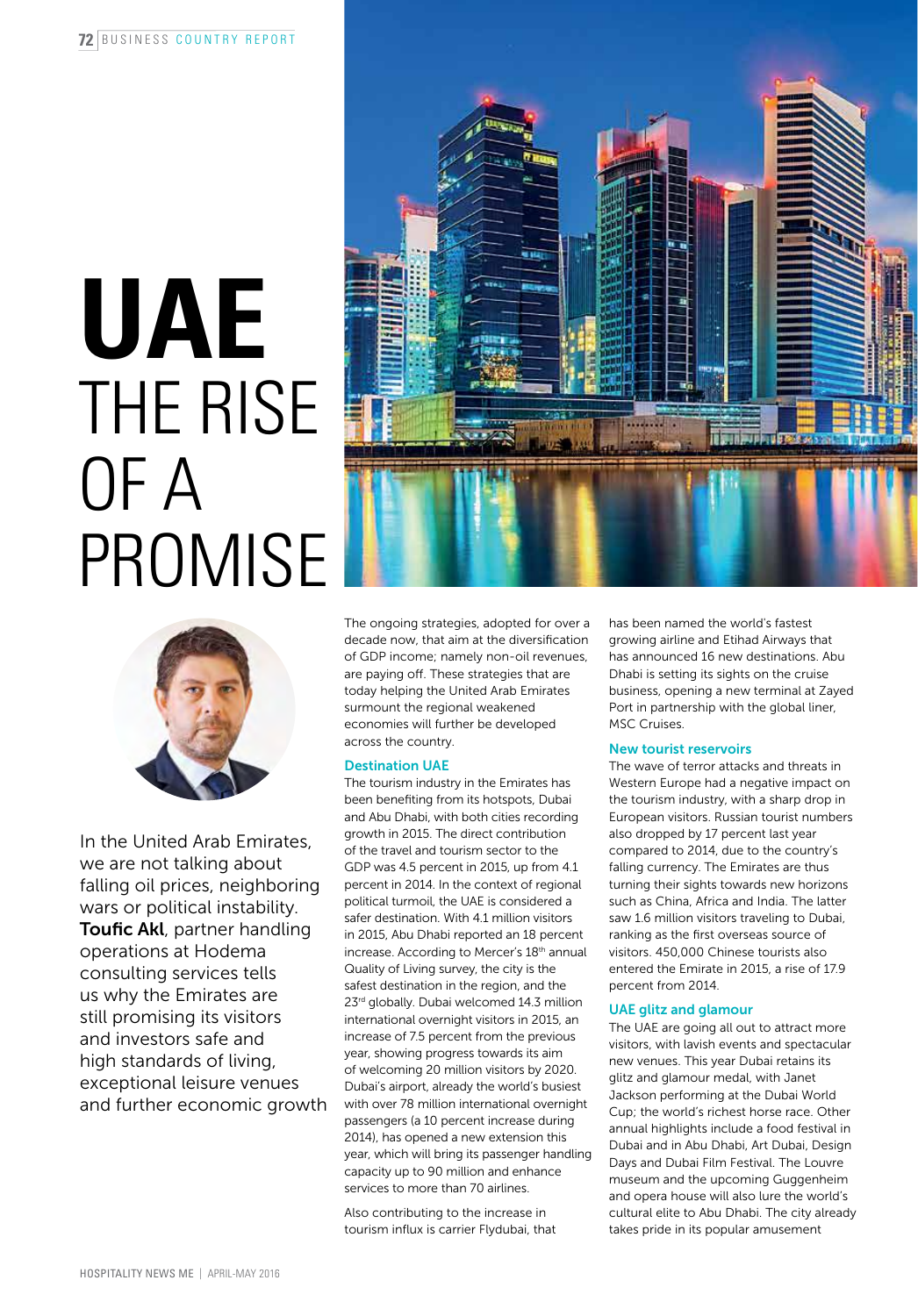# UAE THE RISE OF A PROMISE

In the United Arab Emirates, we are not talking about falling oil prices, neighboring wars or political instability. **Toufic Akl**, partner handling operations at Hodema consulting services tells us why the Emirates are still promising its visitors and investors safe and high standards of living, exceptional leisure venues and further economic growth

The ongoing strategies, adopted for over a decade now, that aim at the diversification of GDP income; namely non-oil revenues, are paying off. These strategies that are today helping the United Arab Emirates surmount the regional weakened economies will further be developed across the country.

### Destination UAE

The tourism industry in the Emirates has been benefiting from its hotspots, Dubai and Abu Dhabi, with both cities recording growth in 2015. The direct contribution of the travel and tourism sector to the GDP was 4.5 percent in 2015, up from 4.1 percent in 2014. In the context of regional political turmoil, the UAE is considered a safer destination. With 4.1 million visitors in 2015, Abu Dhabi reported an 18 percent increase. According to Mercer's 18th annual Quality of Living survey, the city is the safest destination in the region, and the 23rd globally. Dubai welcomed 14.3 million international overnight visitors in 2015, an increase of 7.5 percent from the previous year, showing progress towards its aim of welcoming 20 million visitors by 2020. Dubai's airport, already the world's busiest with over 78 million international overnight passengers (a 10 percent increase during 2014), has opened a new extension this year, which will bring its passenger handling capacity up to 90 million and enhance services to more than 70 airlines.

Also contributing to the increase in tourism influx is carrier Flydubai, that has been named the world's fastest growing airline and Etihad Airways that has announced 16 new destinations. Abu Dhabi is setting its sights on the cruise business, opening a new terminal at Zayed Port in partnership with the global liner, MSC Cruises.

### New tourist reservoirs

The wave of terror attacks and threats in Western Europe had a negative impact on the tourism industry, with a sharp drop in European visitors. Russian tourist numbers also dropped by 17 percent last year compared to 2014, due to the country's falling currency. The Emirates are thus turning their sights towards new horizons such as China, Africa and India. The latter saw 1.6 million visitors traveling to Dubai, ranking as the first overseas source of visitors. 450,000 Chinese tourists also entered the Emirate in 2015, a rise of 17.9 percent from 2014.

### UAE glitz and glamour

The UAE are going all out to attract more visitors, with lavish events and spectacular new venues. This year Dubai retains its glitz and glamour medal, with Janet Jackson performing at the Dubai World Cup; the world's richest horse race. Other annual highlights include a food festival in Dubai and in Abu Dhabi, Art Dubai, Design Days and Dubai Film Festival. The Louvre museum and the upcoming Guggenheim and opera house will also lure the world's cultural elite to Abu Dhabi. The city already takes pride in its popular amusement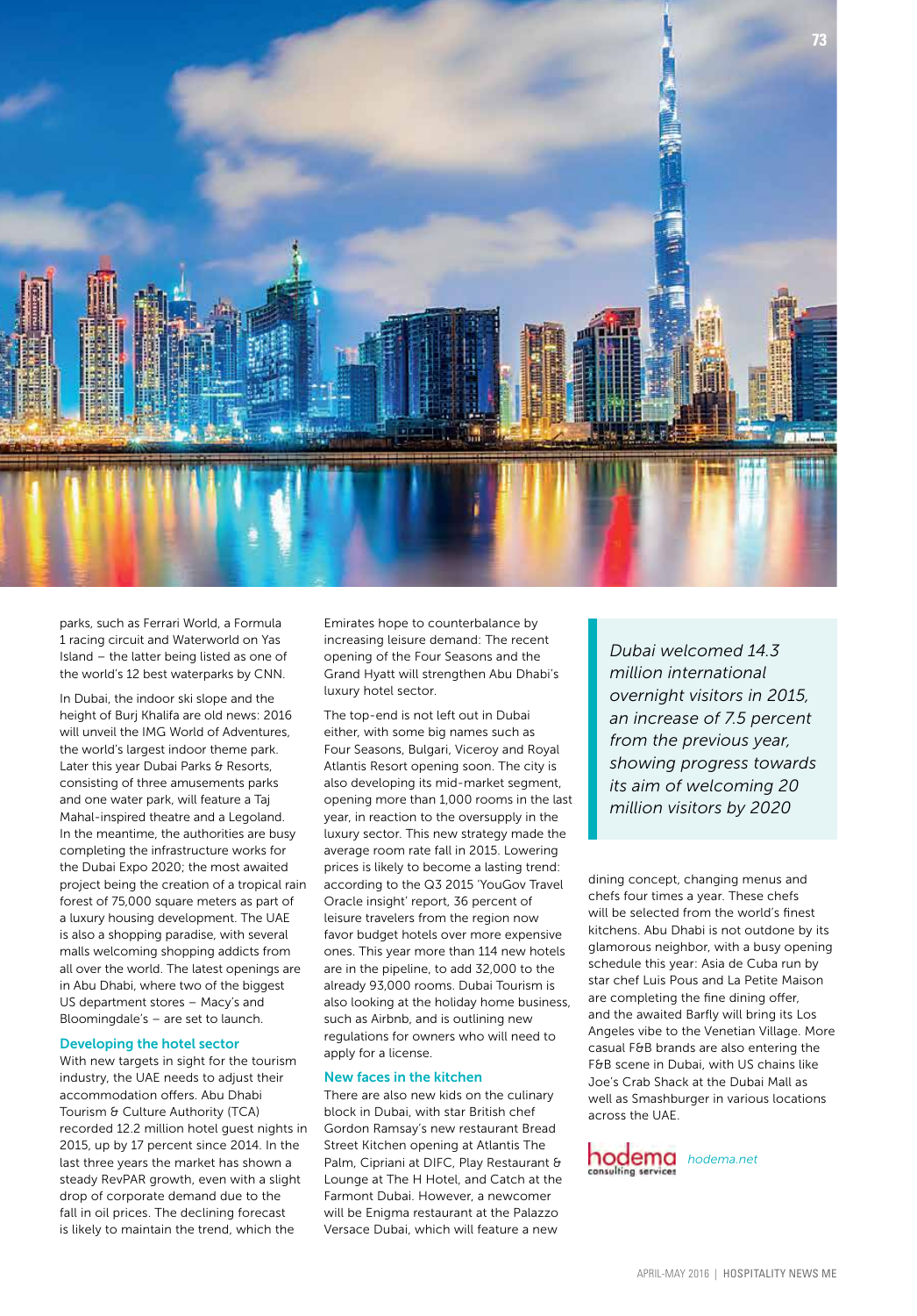parks, such as Ferrari World, a Formula 1 racing circuit and Waterworld on Yas Island – the latter being listed as one of the world's 12 best waterparks by CNN.

In Dubai, the indoor ski slope and the height of Burj Khalifa are old news: 2016 will unveil the IMG World of Adventures, the world's largest indoor theme park. Later this year Dubai Parks & Resorts, consisting of three amusements parks and one water park, will feature a Taj Mahal-inspired theatre and a Legoland. In the meantime, the authorities are busy completing the infrastructure works for the Dubai Expo 2020; the most awaited project being the creation of a tropical rain forest of 75,000 square meters as part of a luxury housing development. The UAE is also a shopping paradise, with several malls welcoming shopping addicts from all over the world. The latest openings are in Abu Dhabi, where two of the biggest US department stores – Macy's and Bloomingdale's – are set to launch.

### Developing the hotel sector

With new targets in sight for the tourism industry, the UAE needs to adjust their accommodation offers. Abu Dhabi Tourism & Culture Authority (TCA) recorded 12.2 million hotel guest nights in 2015, up by 17 percent since 2014. In the last three years the market has shown a steady RevPAR growth, even with a slight drop of corporate demand due to the fall in oil prices. The declining forecast is likely to maintain the trend, which the Emirates hope to counterbalance by increasing leisure demand: The recent opening of the Four Seasons and the Grand Hyatt will strengthen Abu Dhabi's luxury hotel sector.

The top-end is not left out in Dubai either, with some big names such as Four Seasons, Bulgari, Viceroy and Royal Atlantis Resort opening soon. The city is also developing its mid-market segment, opening more than 1,000 rooms in the last year, in reaction to the oversupply in the luxury sector. This new strategy made the average room rate fall in 2015. Lowering prices is likely to become a lasting trend: according to the Q3 2015 'YouGov Travel Oracle insight' report, 36 percent of leisure travelers from the region now favor budget hotels over more expensive ones. This year more than 114 new hotels are in the pipeline, to add 32,000 to the already 93,000 rooms. Dubai Tourism is also looking at the holiday home business, such as Airbnb, and is outlining new regulations for owners who will need to apply for a license.

### New faces in the kitchen

There are also new kids on the culinary block in Dubai, with star British chef Gordon Ramsay's new restaurant Bread Street Kitchen opening at Atlantis The Palm, Cipriani at DIFC, Play Restaurant & Lounge at The H Hotel, and Catch at the Farmont Dubai. However, a newcomer will be Enigma restaurant at the Palazzo Versace Dubai, which will feature a new dining concept, changing menus and chefs four times a year. These chefs will be selected from the world's finest kitchens. Abu Dhabi is not outdone by its glamorous neighbor, with a busy opening schedule this year: Asia de Cuba run by star chef Luis Pous and La Petite Maison are completing the fine dining offer, and the awaited Barfly will bring its Los Angeles vibe to the Venetian Village. More casual F&B brands are also entering the F&B scene in Dubai, with US chains like Joe's Crab Shack at the Dubai Mall as well as Smashburger in various locations across the UAE.

> *Dubai welcomed 14.3 million international overnight visitors in 2015, an increase of 7.5 percent from the previous year, showing progress towards its aim of welcoming 20 million visitors by 2020*

hodema consulting services *hodema.net*